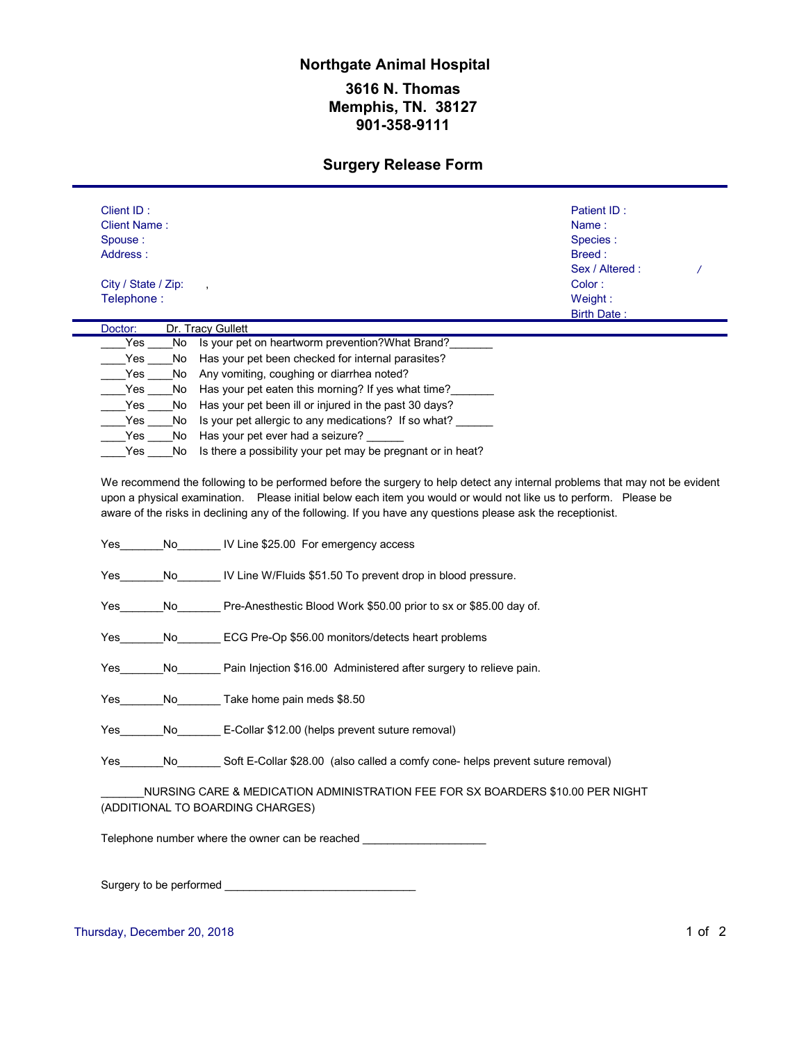# Northgate Animal Hospital

**3616 N. Thomas**
**Memphis, TN. 38127**
**901-358-9111**

## Surgery Release Form

| | |
|---|---|
| Client ID : | Patient ID : |
| Client Name : | Name : |
| Spouse : | Species : |
| Address : | Breed : |
| | Sex / Altered : / |
| City / State / Zip: , | Color : |
| Telephone : | Weight : |
| | Birth Date : |

Doctor: Dr. Tracy Gullett

____Yes ____No Is your pet on heartworm prevention?What Brand?_______
____Yes ____No Has your pet been checked for internal parasites?
____Yes ____No Any vomiting, coughing or diarrhea noted?
____Yes ____No Has your pet eaten this morning? If yes what time?_______
____Yes ____No Has your pet been ill or injured in the past 30 days?
____Yes ____No Is your pet allergic to any medications? If so what? ______
____Yes ____No Has your pet ever had a seizure? ______
____Yes ____No Is there a possibility your pet may be pregnant or in heat?

We recommend the following to be performed before the surgery to help detect any internal problems that may not be evident upon a physical examination. Please initial below each item you would or would not like us to perform. Please be aware of the risks in declining any of the following. If you have any questions please ask the receptionist.

Yes_______No_______ IV Line $25.00 For emergency access

Yes_______No_______ IV Line W/Fluids $51.50 To prevent drop in blood pressure.

Yes_______No_______ Pre-Anesthestic Blood Work $50.00 prior to sx or $85.00 day of.

Yes_______No_______ ECG Pre-Op $56.00 monitors/detects heart problems

Yes_______No_______ Pain Injection $16.00 Administered after surgery to relieve pain.

Yes_______No_______ Take home pain meds $8.50

Yes_______No_______ E-Collar $12.00 (helps prevent suture removal)

Yes_______No_______ Soft E-Collar $28.00 (also called a comfy cone- helps prevent suture removal)

_______NURSING CARE & MEDICATION ADMINISTRATION FEE FOR SX BOARDERS $10.00 PER NIGHT (ADDITIONAL TO BOARDING CHARGES)

Telephone number where the owner can be reached ____________________

Surgery to be performed _______________________________

Thursday, December 20, 2018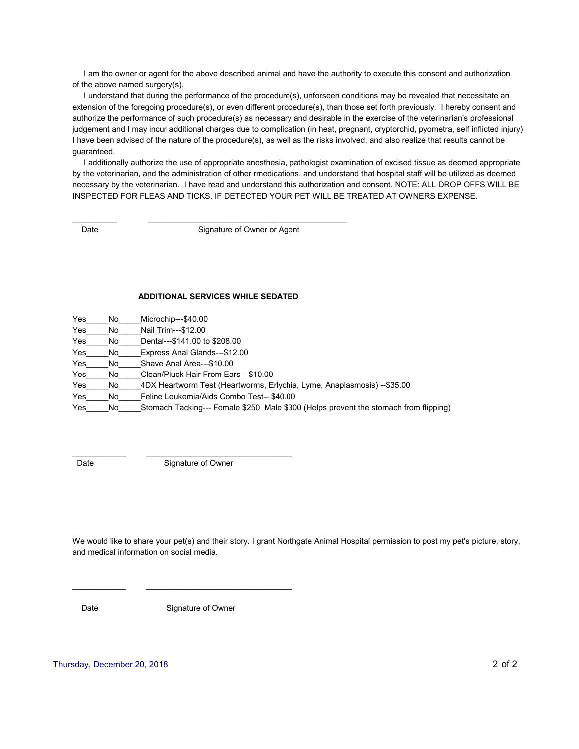I am the owner or agent for the above described animal and have the authority to execute this consent and authorization of the above named surgery(s),

I understand that during the performance of the procedure(s), unforseen conditions may be revealed that necessitate an extension of the foregoing procedure(s), or even different procedure(s), than those set forth previously. I hereby consent and authorize the performance of such procedure(s) as necessary and desirable in the exercise of the veterinarian's professional judgement and I may incur additional charges due to complication (in heat, pregnant, cryptorchid, pyometra, self inflicted injury) I have been advised of the nature of the procedure(s), as well as the risks involved, and also realize that results cannot be guaranteed.

I additionally authorize the use of appropriate anesthesia, pathologist examination of excised tissue as deemed appropriate by the veterinarian, and the administration of other rmedications, and understand that hospital staff will be utilized as deemed necessary by the veterinarian. I have read and understand this authorization and consent. NOTE: ALL DROP OFFS WILL BE INSPECTED FOR FLEAS AND TICKS. IF DETECTED YOUR PET WILL BE TREATED AT OWNERS EXPENSE.

__________ _______________________________________________

Date Signature of Owner or Agent

**ADDITIONAL SERVICES WHILE SEDATED**

Yes_____No_____Microchip---$40.00
Yes_____No_____Nail Trim---$12.00
Yes_____No_____Dental---$141.00 to $208.00
Yes_____No_____Express Anal Glands---$12.00
Yes_____No_____Shave Anal Area---$10.00
Yes_____No_____Clean/Pluck Hair From Ears---$10.00
Yes_____No_____4DX Heartworm Test (Heartworms, Erlychia, Lyme, Anaplasmosis) --$35.00
Yes_____No_____Feline Leukemia/Aids Combo Test-- $40.00
Yes_____No_____Stomach Tacking--- Female $250 Male $300 (Helps prevent the stomach from flipping)

____________ __________________________________

Date Signature of Owner

We would like to share your pet(s) and their story. I grant Northgate Animal Hospital permission to post my pet's picture, story, and medical information on social media.

____________ __________________________________

Date Signature of Owner

Thursday, December 20, 2018